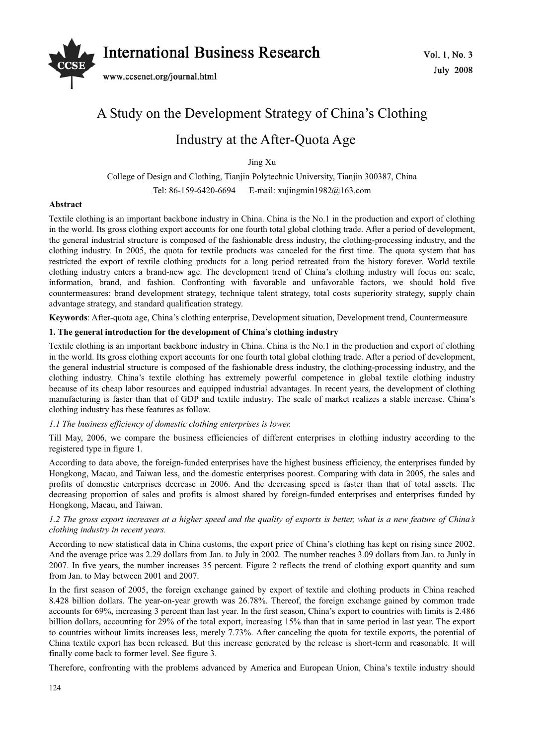# A Study on the Development Strategy of China's Clothing Industry at the After-Quota Age

Jing Xu

College of Design and Clothing, Tianjin Polytechnic University, Tianjin 300387, China

Tel: 86-159-6420-6694 E-mail: xujingmin1982@163.com

**Abstract**

Textile clothing is an important backbone industry in China. China is the No.1 in the production and export of clothing in the world. Its gross clothing export accounts for one fourth total global clothing trade. After a period of development, the general industrial structure is composed of the fashionable dress industry, the clothing-processing industry, and the clothing industry. In 2005, the quota for textile products was canceled for the first time. The quota system that has restricted the export of textile clothing products for a long period retreated from the history forever. World textile clothing industry enters a brand-new age. The development trend of China's clothing industry will focus on: scale, information, brand, and fashion. Confronting with favorable and unfavorable factors, we should hold five countermeasures: brand development strategy, technique talent strategy, total costs superiority strategy, supply chain advantage strategy, and standard qualification strategy.

**Keywords**: After-quota age, China's clothing enterprise, Development situation, Development trend, Countermeasure

## 1. The general introduction for the development of China's clothing industry

Textile clothing is an important backbone industry in China. China is the No.1 in the production and export of clothing in the world. Its gross clothing export accounts for one fourth total global clothing trade. After a period of development, the general industrial structure is composed of the fashionable dress industry, the clothing-processing industry, and the clothing industry. China's textile clothing has extremely powerful competence in global textile clothing industry because of its cheap labor resources and equipped industrial advantages. In recent years, the development of clothing manufacturing is faster than that of GDP and textile industry. The scale of market realizes a stable increase. China's clothing industry has these features as follow.

### *1.1 The business efficiency of domestic clothing enterprises is lower.*

Till May, 2006, we compare the business efficiencies of different enterprises in clothing industry according to the registered type in figure 1.

According to data above, the foreign-funded enterprises have the highest business efficiency, the enterprises funded by Hongkong, Macau, and Taiwan less, and the domestic enterprises poorest. Comparing with data in 2005, the sales and profits of domestic enterprises decrease in 2006. And the decreasing speed is faster than that of total assets. The decreasing proportion of sales and profits is almost shared by foreign-funded enterprises and enterprises funded by Hongkong, Macau, and Taiwan.

### *1.2 The gross export increases at a higher speed and the quality of exports is better, what is a new feature of China's clothing industry in recent years.*

According to new statistical data in China customs, the export price of China's clothing has kept on rising since 2002. And the average price was 2.29 dollars from Jan. to July in 2002. The number reaches 3.09 dollars from Jan. to Junly in 2007. In five years, the number increases 35 percent. Figure 2 reflects the trend of clothing export quantity and sum from Jan. to May between 2001 and 2007.

In the first season of 2005, the foreign exchange gained by export of textile and clothing products in China reached 8.428 billion dollars. The year-on-year growth was 26.78%. Thereof, the foreign exchange gained by common trade accounts for 69%, increasing 3 percent than last year. In the first season, China's export to countries with limits is 2.486 billion dollars, accounting for 29% of the total export, increasing 15% than that in same period in last year. The export to countries without limits increases less, merely 7.73%. After canceling the quota for textile exports, the potential of China textile export has been released. But this increase generated by the release is short-term and reasonable. It will finally come back to former level. See figure 3.

Therefore, confronting with the problems advanced by America and European Union, China's textile industry should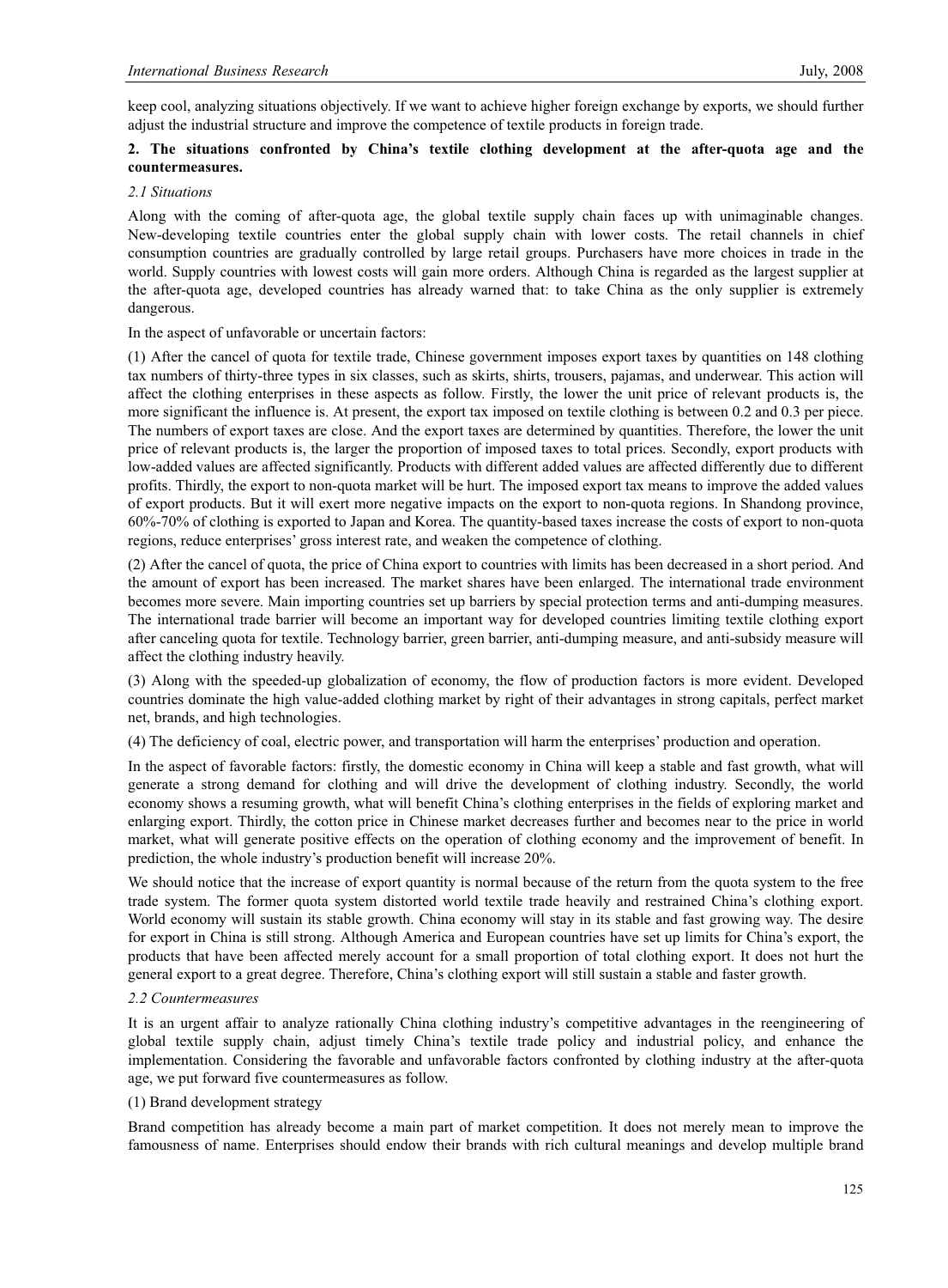keep cool, analyzing situations objectively. If we want to achieve higher foreign exchange by exports, we should further adjust the industrial structure and improve the competence of textile products in foreign trade.

## 2. The situations confronted by China's textile clothing development at the after-quota age and the countermeasures.

### *2.1 Situations*

Along with the coming of after-quota age, the global textile supply chain faces up with unimaginable changes. New-developing textile countries enter the global supply chain with lower costs. The retail channels in chief consumption countries are gradually controlled by large retail groups. Purchasers have more choices in trade in the world. Supply countries with lowest costs will gain more orders. Although China is regarded as the largest supplier at the after-quota age, developed countries has already warned that: to take China as the only supplier is extremely dangerous.

In the aspect of unfavorable or uncertain factors:

(1) After the cancel of quota for textile trade, Chinese government imposes export taxes by quantities on 148 clothing tax numbers of thirty-three types in six classes, such as skirts, shirts, trousers, pajamas, and underwear. This action will affect the clothing enterprises in these aspects as follow. Firstly, the lower the unit price of relevant products is, the more significant the influence is. At present, the export tax imposed on textile clothing is between 0.2 and 0.3 per piece. The numbers of export taxes are close. And the export taxes are determined by quantities. Therefore, the lower the unit price of relevant products is, the larger the proportion of imposed taxes to total prices. Secondly, export products with low-added values are affected significantly. Products with different added values are affected differently due to different profits. Thirdly, the export to non-quota market will be hurt. The imposed export tax means to improve the added values of export products. But it will exert more negative impacts on the export to non-quota regions. In Shandong province, 60%-70% of clothing is exported to Japan and Korea. The quantity-based taxes increase the costs of export to non-quota regions, reduce enterprises' gross interest rate, and weaken the competence of clothing.

(2) After the cancel of quota, the price of China export to countries with limits has been decreased in a short period. And the amount of export has been increased. The market shares have been enlarged. The international trade environment becomes more severe. Main importing countries set up barriers by special protection terms and anti-dumping measures. The international trade barrier will become an important way for developed countries limiting textile clothing export after canceling quota for textile. Technology barrier, green barrier, anti-dumping measure, and anti-subsidy measure will affect the clothing industry heavily.

(3) Along with the speeded-up globalization of economy, the flow of production factors is more evident. Developed countries dominate the high value-added clothing market by right of their advantages in strong capitals, perfect market net, brands, and high technologies.

(4) The deficiency of coal, electric power, and transportation will harm the enterprises' production and operation.

In the aspect of favorable factors: firstly, the domestic economy in China will keep a stable and fast growth, what will generate a strong demand for clothing and will drive the development of clothing industry. Secondly, the world economy shows a resuming growth, what will benefit China's clothing enterprises in the fields of exploring market and enlarging export. Thirdly, the cotton price in Chinese market decreases further and becomes near to the price in world market, what will generate positive effects on the operation of clothing economy and the improvement of benefit. In prediction, the whole industry's production benefit will increase 20%.

We should notice that the increase of export quantity is normal because of the return from the quota system to the free trade system. The former quota system distorted world textile trade heavily and restrained China's clothing export. World economy will sustain its stable growth. China economy will stay in its stable and fast growing way. The desire for export in China is still strong. Although America and European countries have set up limits for China's export, the products that have been affected merely account for a small proportion of total clothing export. It does not hurt the general export to a great degree. Therefore, China's clothing export will still sustain a stable and faster growth.

### *2.2 Countermeasures*

It is an urgent affair to analyze rationally China clothing industry's competitive advantages in the reengineering of global textile supply chain, adjust timely China's textile trade policy and industrial policy, and enhance the implementation. Considering the favorable and unfavorable factors confronted by clothing industry at the after-quota age, we put forward five countermeasures as follow.

(1) Brand development strategy

Brand competition has already become a main part of market competition. It does not merely mean to improve the famousness of name. Enterprises should endow their brands with rich cultural meanings and develop multiple brand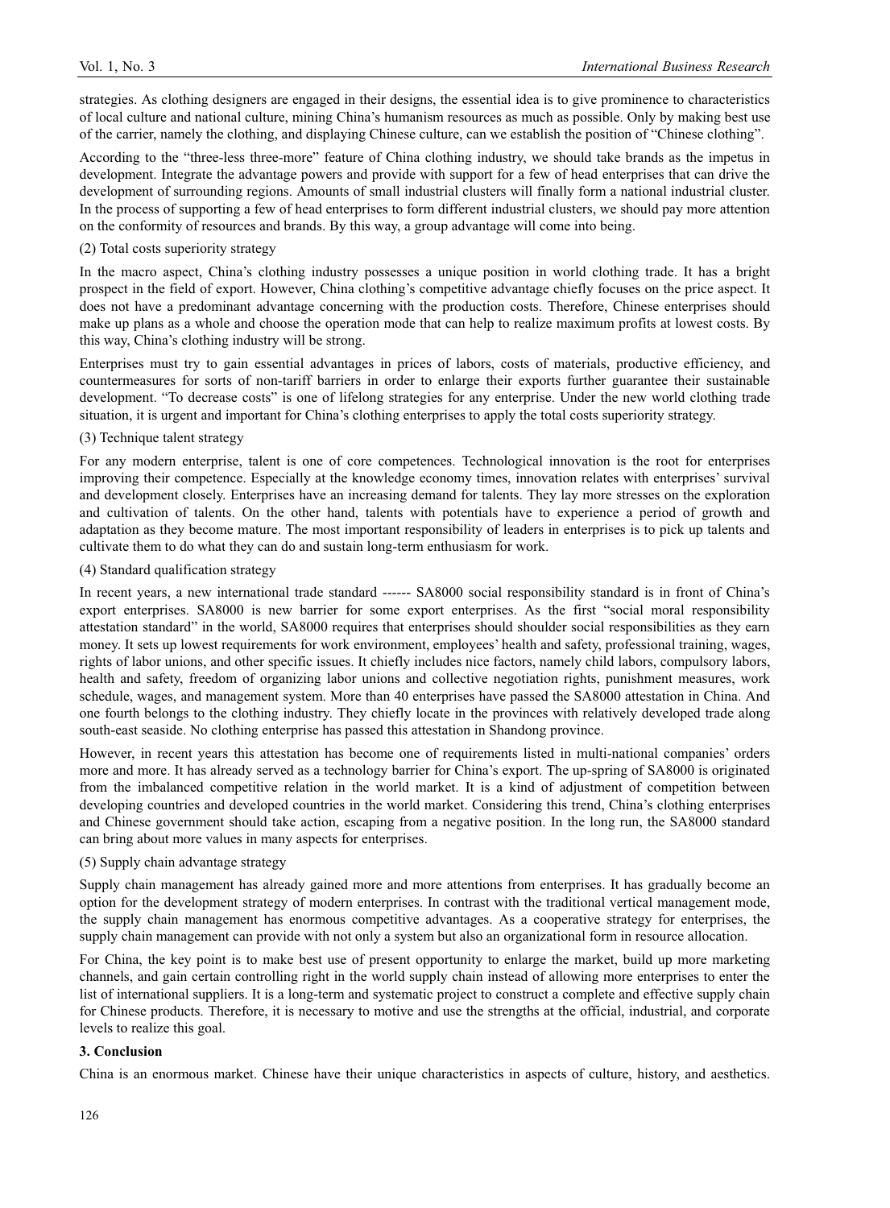strategies. As clothing designers are engaged in their designs, the essential idea is to give prominence to characteristics of local culture and national culture, mining China's humanism resources as much as possible. Only by making best use of the carrier, namely the clothing, and displaying Chinese culture, can we establish the position of "Chinese clothing".

According to the "three-less three-more" feature of China clothing industry, we should take brands as the impetus in development. Integrate the advantage powers and provide with support for a few of head enterprises that can drive the development of surrounding regions. Amounts of small industrial clusters will finally form a national industrial cluster. In the process of supporting a few of head enterprises to form different industrial clusters, we should pay more attention on the conformity of resources and brands. By this way, a group advantage will come into being.

(2) Total costs superiority strategy

In the macro aspect, China's clothing industry possesses a unique position in world clothing trade. It has a bright prospect in the field of export. However, China clothing's competitive advantage chiefly focuses on the price aspect. It does not have a predominant advantage concerning with the production costs. Therefore, Chinese enterprises should make up plans as a whole and choose the operation mode that can help to realize maximum profits at lowest costs. By this way, China's clothing industry will be strong.

Enterprises must try to gain essential advantages in prices of labors, costs of materials, productive efficiency, and countermeasures for sorts of non-tariff barriers in order to enlarge their exports further guarantee their sustainable development. "To decrease costs" is one of lifelong strategies for any enterprise. Under the new world clothing trade situation, it is urgent and important for China's clothing enterprises to apply the total costs superiority strategy.

(3) Technique talent strategy

For any modern enterprise, talent is one of core competences. Technological innovation is the root for enterprises improving their competence. Especially at the knowledge economy times, innovation relates with enterprises' survival and development closely. Enterprises have an increasing demand for talents. They lay more stresses on the exploration and cultivation of talents. On the other hand, talents with potentials have to experience a period of growth and adaptation as they become mature. The most important responsibility of leaders in enterprises is to pick up talents and cultivate them to do what they can do and sustain long-term enthusiasm for work.

(4) Standard qualification strategy

In recent years, a new international trade standard ------ SA8000 social responsibility standard is in front of China's export enterprises. SA8000 is new barrier for some export enterprises. As the first "social moral responsibility attestation standard" in the world, SA8000 requires that enterprises should shoulder social responsibilities as they earn money. It sets up lowest requirements for work environment, employees' health and safety, professional training, wages, rights of labor unions, and other specific issues. It chiefly includes nice factors, namely child labors, compulsory labors, health and safety, freedom of organizing labor unions and collective negotiation rights, punishment measures, work schedule, wages, and management system. More than 40 enterprises have passed the SA8000 attestation in China. And one fourth belongs to the clothing industry. They chiefly locate in the provinces with relatively developed trade along south-east seaside. No clothing enterprise has passed this attestation in Shandong province.

However, in recent years this attestation has become one of requirements listed in multi-national companies' orders more and more. It has already served as a technology barrier for China's export. The up-spring of SA8000 is originated from the imbalanced competitive relation in the world market. It is a kind of adjustment of competition between developing countries and developed countries in the world market. Considering this trend, China's clothing enterprises and Chinese government should take action, escaping from a negative position. In the long run, the SA8000 standard can bring about more values in many aspects for enterprises.

(5) Supply chain advantage strategy

Supply chain management has already gained more and more attentions from enterprises. It has gradually become an option for the development strategy of modern enterprises. In contrast with the traditional vertical management mode, the supply chain management has enormous competitive advantages. As a cooperative strategy for enterprises, the supply chain management can provide with not only a system but also an organizational form in resource allocation.

For China, the key point is to make best use of present opportunity to enlarge the market, build up more marketing channels, and gain certain controlling right in the world supply chain instead of allowing more enterprises to enter the list of international suppliers. It is a long-term and systematic project to construct a complete and effective supply chain for Chinese products. Therefore, it is necessary to motive and use the strengths at the official, industrial, and corporate levels to realize this goal.

## 3. Conclusion

China is an enormous market. Chinese have their unique characteristics in aspects of culture, history, and aesthetics.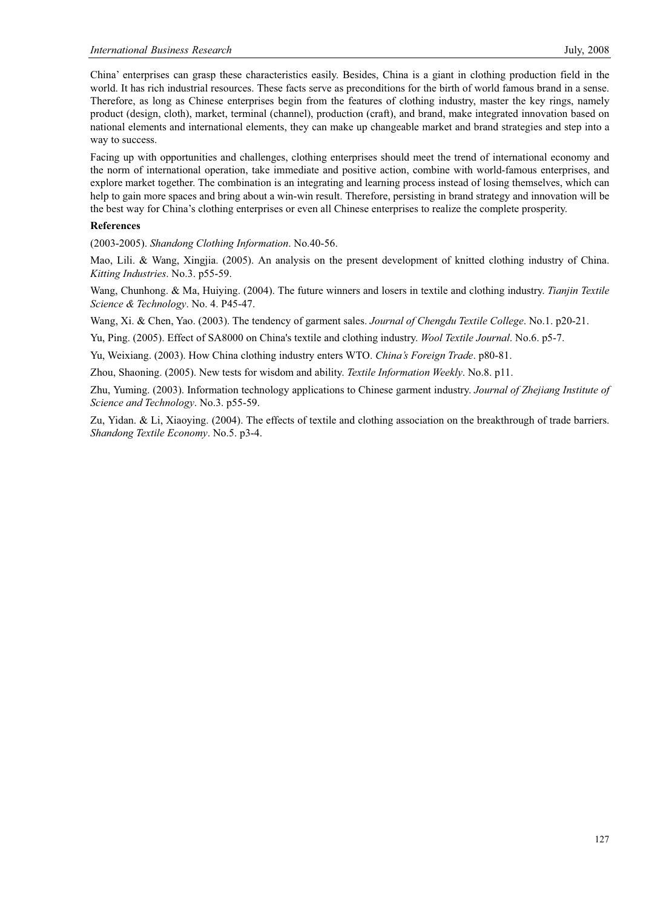China' enterprises can grasp these characteristics easily. Besides, China is a giant in clothing production field in the world. It has rich industrial resources. These facts serve as preconditions for the birth of world famous brand in a sense. Therefore, as long as Chinese enterprises begin from the features of clothing industry, master the key rings, namely product (design, cloth), market, terminal (channel), production (craft), and brand, make integrated innovation based on national elements and international elements, they can make up changeable market and brand strategies and step into a way to success.

Facing up with opportunities and challenges, clothing enterprises should meet the trend of international economy and the norm of international operation, take immediate and positive action, combine with world-famous enterprises, and explore market together. The combination is an integrating and learning process instead of losing themselves, which can help to gain more spaces and bring about a win-win result. Therefore, persisting in brand strategy and innovation will be the best way for China's clothing enterprises or even all Chinese enterprises to realize the complete prosperity.

**References**

(2003-2005). *Shandong Clothing Information*. No.40-56.

Mao, Lili. & Wang, Xingjia. (2005). An analysis on the present development of knitted clothing industry of China. *Kitting Industries*. No.3. p55-59.

Wang, Chunhong. & Ma, Huiying. (2004). The future winners and losers in textile and clothing industry. *Tianjin Textile Science & Technology*. No. 4. P45-47.

Wang, Xi. & Chen, Yao. (2003). The tendency of garment sales. *Journal of Chengdu Textile College*. No.1. p20-21.

Yu, Ping. (2005). Effect of SA8000 on China's textile and clothing industry. *Wool Textile Journal*. No.6. p5-7.

Yu, Weixiang. (2003). How China clothing industry enters WTO. *China's Foreign Trade*. p80-81.

Zhou, Shaoning. (2005). New tests for wisdom and ability. *Textile Information Weekly*. No.8. p11.

Zhu, Yuming. (2003). Information technology applications to Chinese garment industry. *Journal of Zhejiang Institute of Science and Technology*. No.3. p55-59.

Zu, Yidan. & Li, Xiaoying. (2004). The effects of textile and clothing association on the breakthrough of trade barriers. *Shandong Textile Economy*. No.5. p3-4.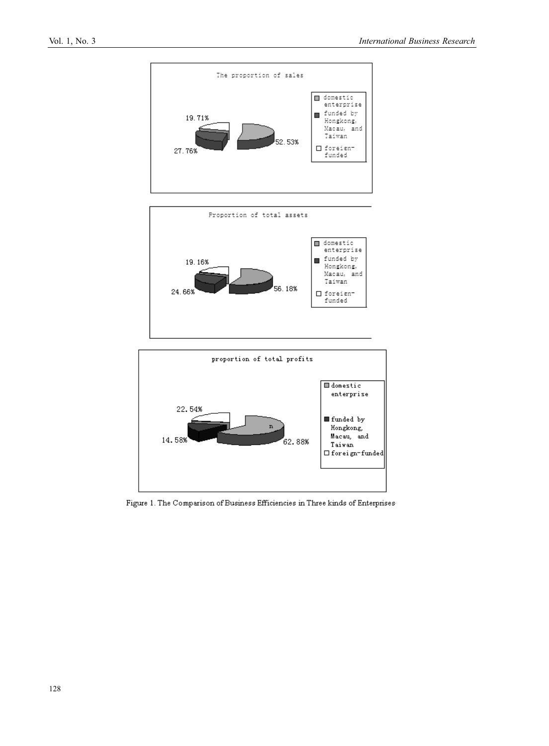Figure 1. The Comparison of Business Efficiencies in Three kinds of Enterprises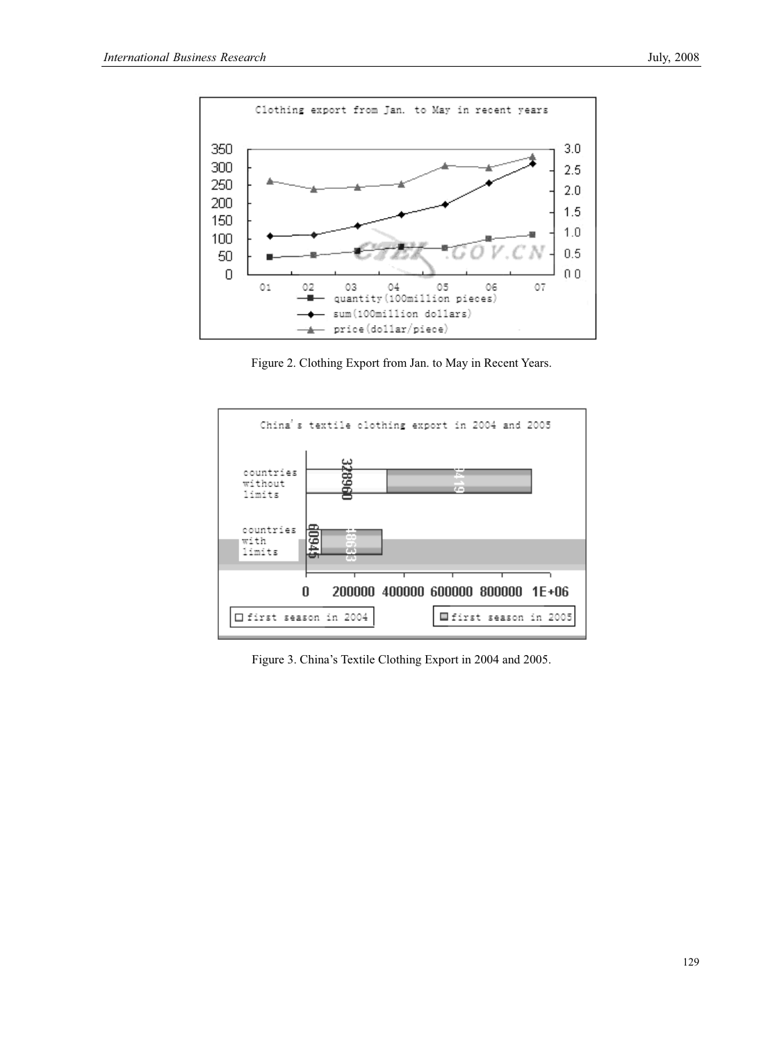Clothing export from Jan. to May in recent years

350
300
250
200
150
100
50
0

3.0
2.5
2.0
1.5
1.0
0.5
0.0

01 02 03 04 05 06 07

quantity(100million pieces)
sum(100million dollars)
price(dollar/piece)

Figure 2. Clothing Export from Jan. to May in Recent Years.

China's textile clothing export in 2004 and 2005

countries without limits
countries with limits

328960
9419
60945
48633

0 200000 400000 600000 800000 1E+06

first season in 2004
first season in 2005

Figure 3. China's Textile Clothing Export in 2004 and 2005.